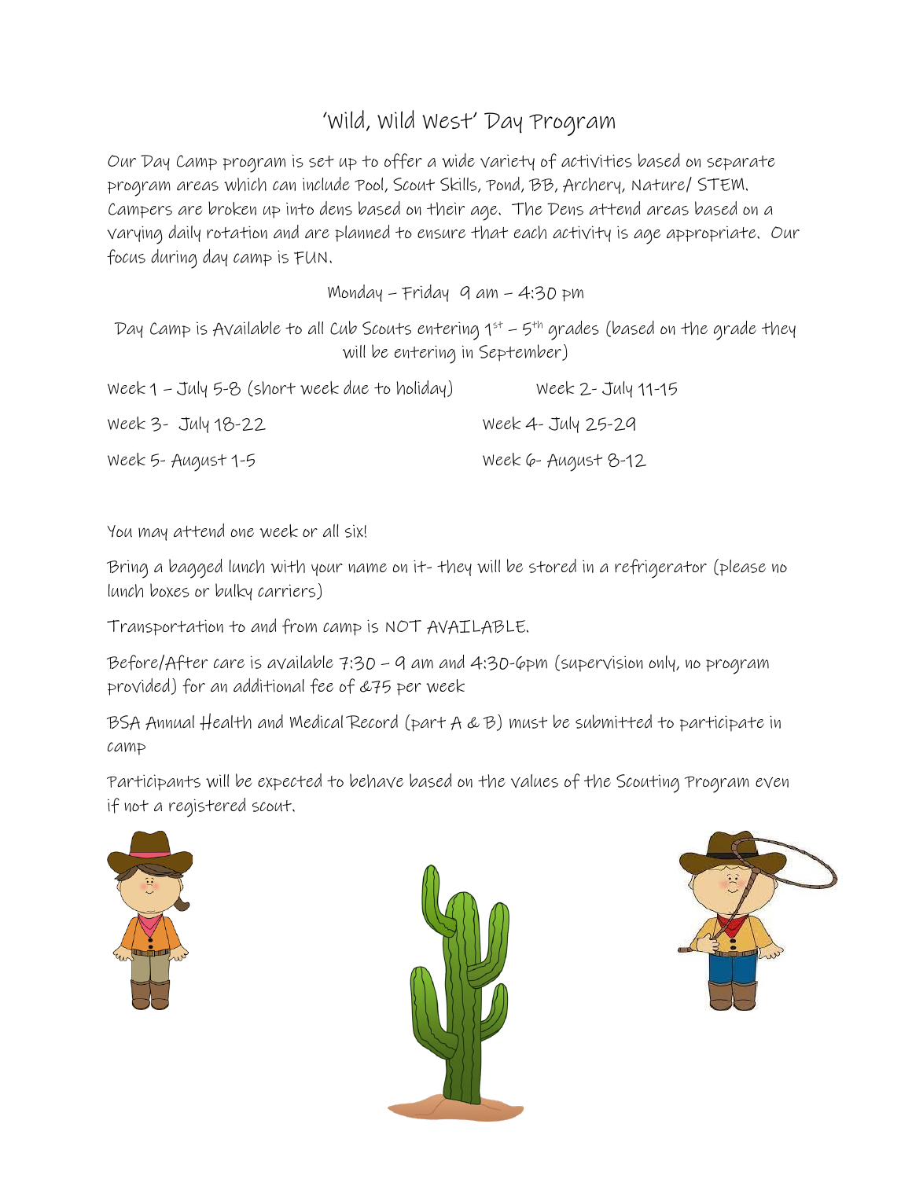# 'Wild, Wild West' Day Program

Our Day Camp program is set up to offer a wide variety of activities based on separate program areas which can include Pool, Scout Skills, Pond, BB, Archery, Nature/ STEM. Campers are broken up into dens based on their age. The Dens attend areas based on a varying daily rotation and are planned to ensure that each activity is age appropriate. Our focus during day camp is FUN.

Monday – Friday 9 am – 4:30 pm

Day Camp is Available to all Cub Scouts entering 1st – 5th grades (based on the grade they will be entering in September)

Week 1 – July 5-8 (short week due to holiday)

Week 2- July 11-15

Week 3- July 18-22

Week 4- July 25-29

Week 5- August 1-5

Week 6- August 8-12

You may attend one week or all six!

Bring a bagged lunch with your name on it- they will be stored in a refrigerator (please no lunch boxes or bulky carriers)

Transportation to and from camp is NOT AVAILABLE.

Before/After care is available 7:30 – 9 am and 4:30-6pm (supervision only, no program provided) for an additional fee of &75 per week

BSA Annual Health and Medical Record (part A & B) must be submitted to participate in camp

Participants will be expected to behave based on the values of the Scouting Program even if not a registered scout.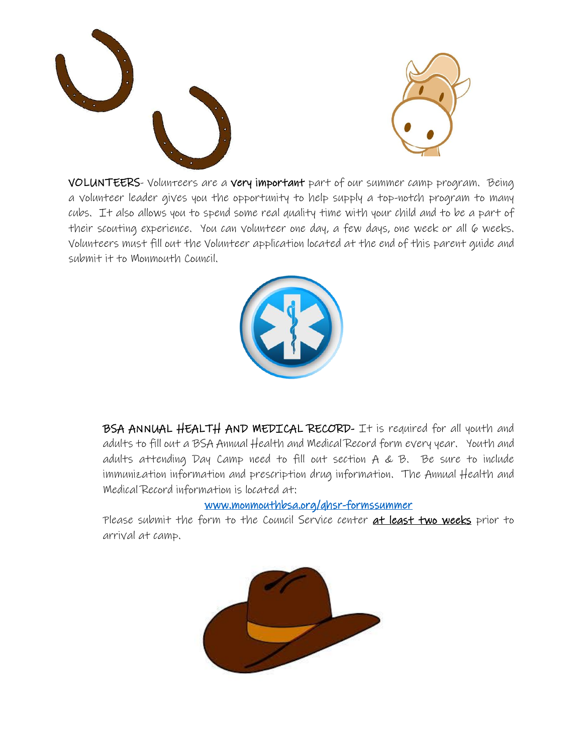**VOLUNTEERS**- Volunteers are a **very important** part of our summer camp program. Being a volunteer leader gives you the opportunity to help supply a top-notch program to many cubs. It also allows you to spend some real quality time with your child and to be a part of their scouting experience. You can volunteer one day, a few days, one week or all 6 weeks. Volunteers must fill out the Volunteer application located at the end of this parent guide and submit it to Monmouth Council.

**BSA ANNUAL HEALTH AND MEDICAL RECORD**- It is required for all youth and adults to fill out a BSA Annual Health and Medical Record form every year. Youth and adults attending Day Camp need to fill out section A & B. Be sure to include immunization information and prescription drug information. The Annual Health and Medical Record information is located at:

www.monmouthbsa.org/ahsr-formssummer

Please submit the form to the Council Service center **at least two weeks** prior to arrival at camp.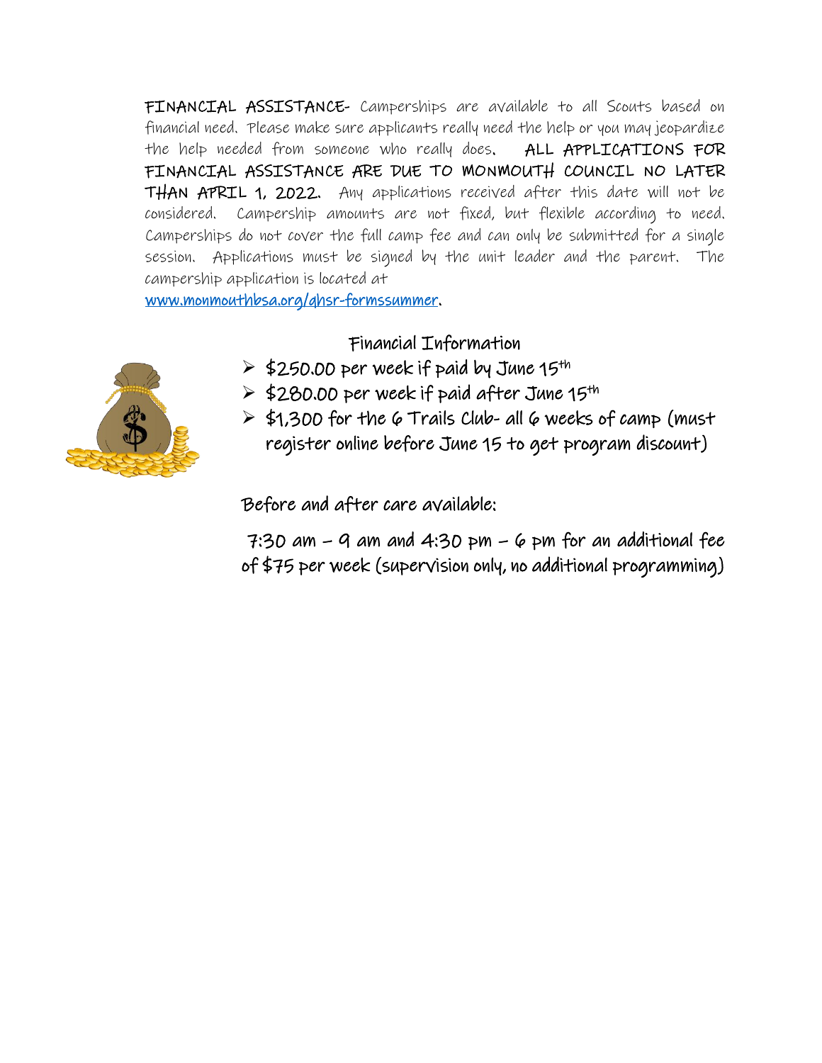**FINANCIAL ASSISTANCE-** Camperships are available to all Scouts based on financial need. Please make sure applicants really need the help or you may jeopardize the help needed from someone who really does. **ALL APPLICATIONS FOR FINANCIAL ASSISTANCE ARE DUE TO MONMOUTH COUNCIL NO LATER THAN APRIL 1, 2022.** Any applications received after this date will not be considered. Campership amounts are not fixed, but flexible according to need. Camperships do not cover the full camp fee and can only be submitted for a single session. Applications must be signed by the unit leader and the parent. The campership application is located at [www.monmouthbsa.org/ghsr-formssummer](www.monmouthbsa.org/ghsr-formssummer).

## Financial Information

- $250.00 per week if paid by June 15th
- $280.00 per week if paid after June 15th
- $1,300 for the 6 Trails Club- all 6 weeks of camp (must register online before June 15 to get program discount)

Before and after care available:

7:30 am – 9 am and 4:30 pm – 6 pm for an additional fee of $75 per week (supervision only, no additional programming)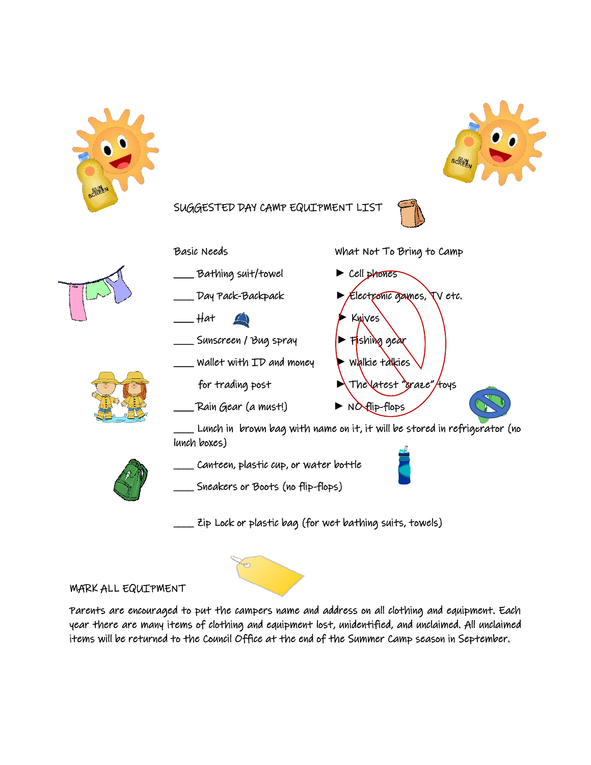## SUGGESTED DAY CAMP EQUIPMENT LIST

### Basic Needs

____ Bathing suit/towel

____ Day Pack-Backpack

____ Hat

____ Sunscreen / Bug spray

____ Wallet with ID and money for trading post

____ Rain Gear (a must!)

____ Lunch in brown bag with name on it, it will be stored in refrigerator (no lunch boxes)

____ Canteen, plastic cup, or water bottle

____ Sneakers or Boots (no flip-flops)

____ Zip Lock or plastic bag (for wet bathing suits, towels)

### What Not To Bring to Camp

- Cell phones
- Electronic games, TV etc.
- Knives
- Fishing gear
- Walkie talkies
- The latest "craze" toys
- NO flip-flops

### MARK ALL EQUIPMENT

Parents are encouraged to put the campers name and address on all clothing and equipment. Each year there are many items of clothing and equipment lost, unidentified, and unclaimed. All unclaimed items will be returned to the Council Office at the end of the Summer Camp season in September.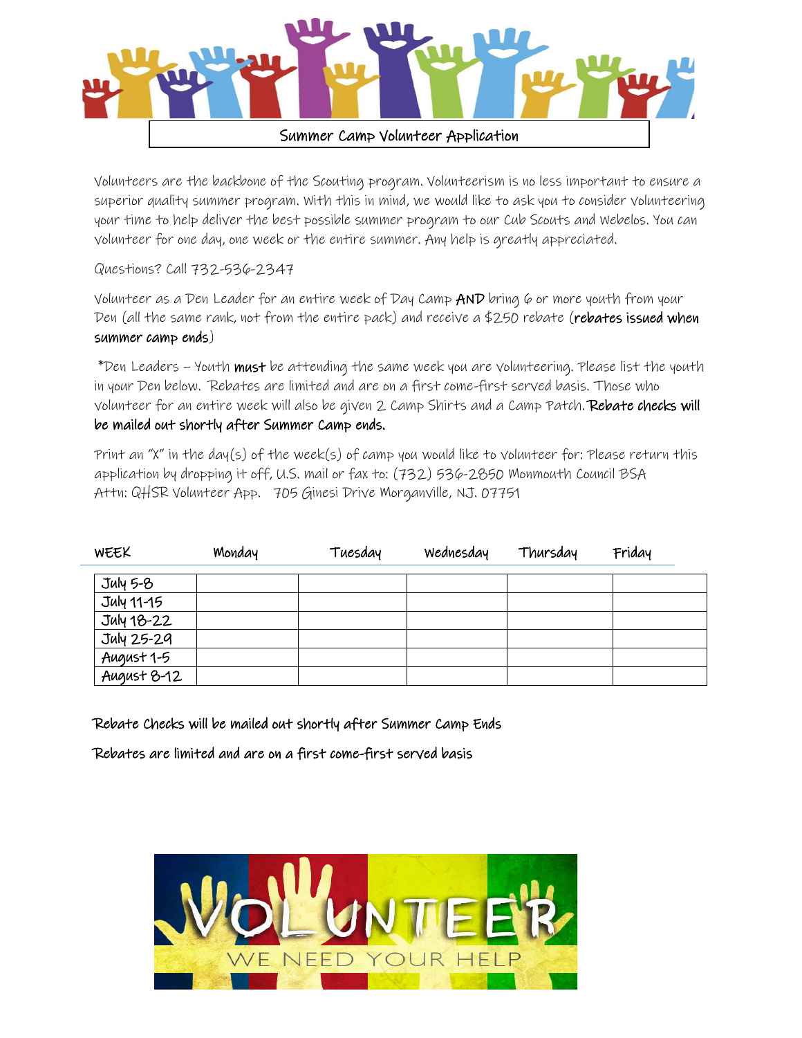# Summer Camp Volunteer Application

Volunteers are the backbone of the Scouting program. Volunteerism is no less important to ensure a superior quality summer program. With this in mind, we would like to ask you to consider volunteering your time to help deliver the best possible summer program to our Cub Scouts and Webelos. You can volunteer for one day, one week or the entire summer. Any help is greatly appreciated.

Questions? Call 732-536-2347

Volunteer as a Den Leader for an entire week of Day Camp **AND** bring 6 or more youth from your Den (all the same rank, not from the entire pack) and receive a $250 rebate (**rebates issued when summer camp ends**)

*Den Leaders – Youth **must** be attending the same week you are volunteering. Please list the youth in your Den below. Rebates are limited and are on a first come-first served basis. Those who volunteer for an entire week will also be given 2 Camp Shirts and a Camp Patch. **Rebate checks will be mailed out shortly after Summer Camp ends.**

Print an "X" in the day(s) of the week(s) of camp you would like to volunteer for: Please return this application by dropping it off, U.S. mail or fax to: (732) 536-2850 Monmouth Council BSA Attn: QHSR Volunteer App. 705 Ginesi Drive Morganville, NJ. 07751

| WEEK | Monday | Tuesday | Wednesday | Thursday | Friday |
|---|---|---|---|---|---|
| July 5-8 | | | | | |
| July 11-15 | | | | | |
| July 18-22 | | | | | |
| July 25-29 | | | | | |
| August 1-5 | | | | | |
| August 8-12 | | | | | |

Rebate Checks will be mailed out shortly after Summer Camp Ends

Rebates are limited and are on a first come-first served basis

VOLUNTEER

WE NEED YOUR HELP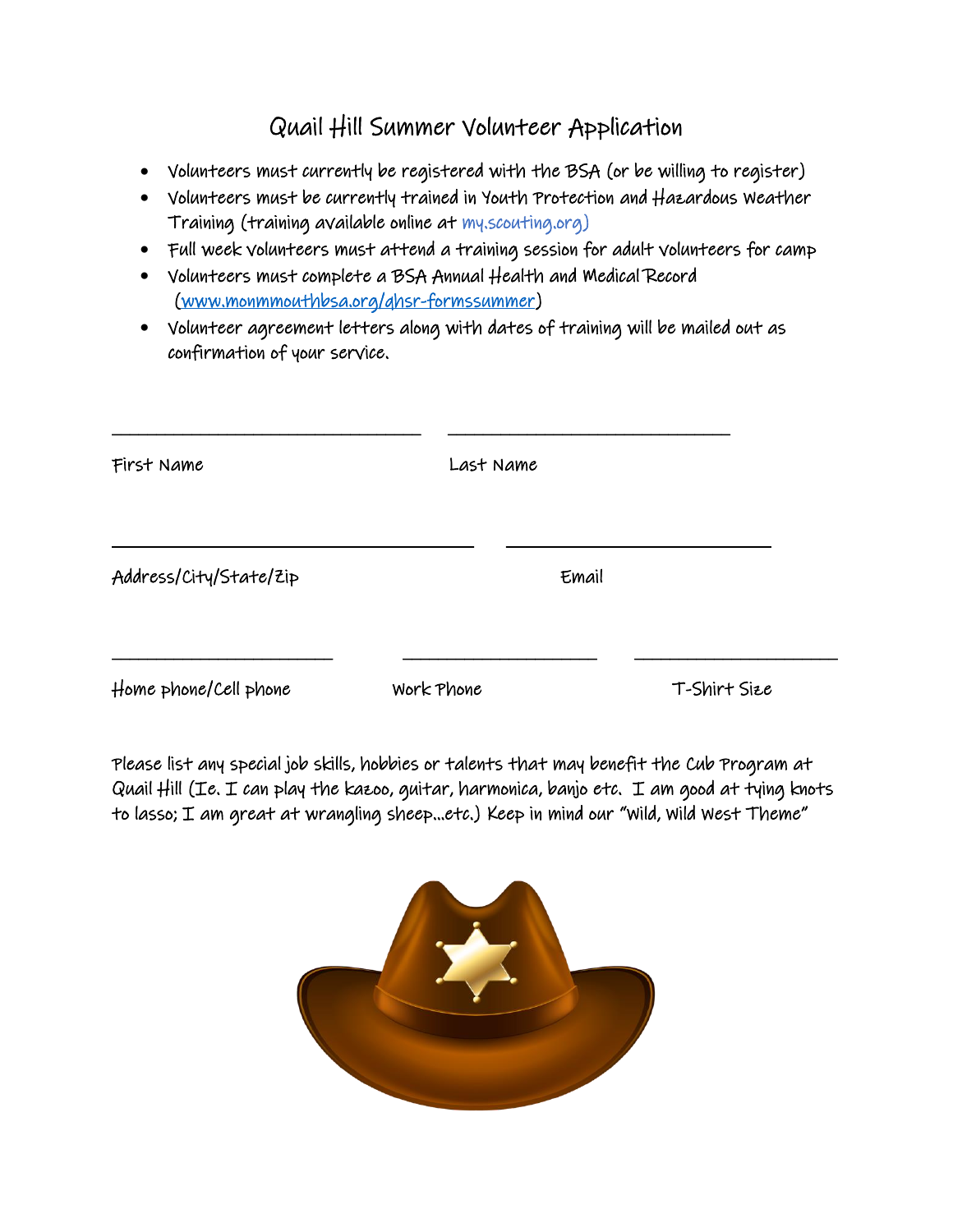# Quail Hill Summer Volunteer Application

- Volunteers must currently be registered with the BSA (or be willing to register)
- Volunteers must be currently trained in Youth Protection and Hazardous Weather Training (training available online at my.scouting.org)
- Full week volunteers must attend a training session for adult volunteers for camp
- Volunteers must complete a BSA Annual Health and Medical Record (www.monmmouthbsa.org/qhsr-formssummer)
- Volunteer agreement letters along with dates of training will be mailed out as confirmation of your service.

\_\_\_\_\_\_\_\_\_\_\_\_\_\_\_\_\_\_\_\_\_\_\_\_\_\_\_\_\_\_ \_\_\_\_\_\_\_\_\_\_\_\_\_\_\_\_\_\_\_\_\_\_\_\_\_\_\_\_\_\_

First Name Last Name

\_\_\_\_\_\_\_\_\_\_\_\_\_\_\_\_\_\_\_\_\_\_\_\_\_\_\_\_\_\_ \_\_\_\_\_\_\_\_\_\_\_\_\_\_\_\_\_\_\_\_\_\_\_\_\_\_\_\_\_\_

Address/City/State/Zip Email

\_\_\_\_\_\_\_\_\_\_\_\_\_\_\_\_\_\_\_\_ \_\_\_\_\_\_\_\_\_\_\_\_\_\_\_\_\_\_\_\_ \_\_\_\_\_\_\_\_\_\_\_\_\_\_\_\_\_\_\_\_

Home phone/Cell phone Work Phone T-Shirt Size

Please list any special job skills, hobbies or talents that may benefit the Cub Program at Quail Hill (Ie. I can play the kazoo, guitar, harmonica, banjo etc. I am good at tying knots to lasso; I am great at wrangling sheep...etc.) Keep in mind our "Wild, Wild West Theme"